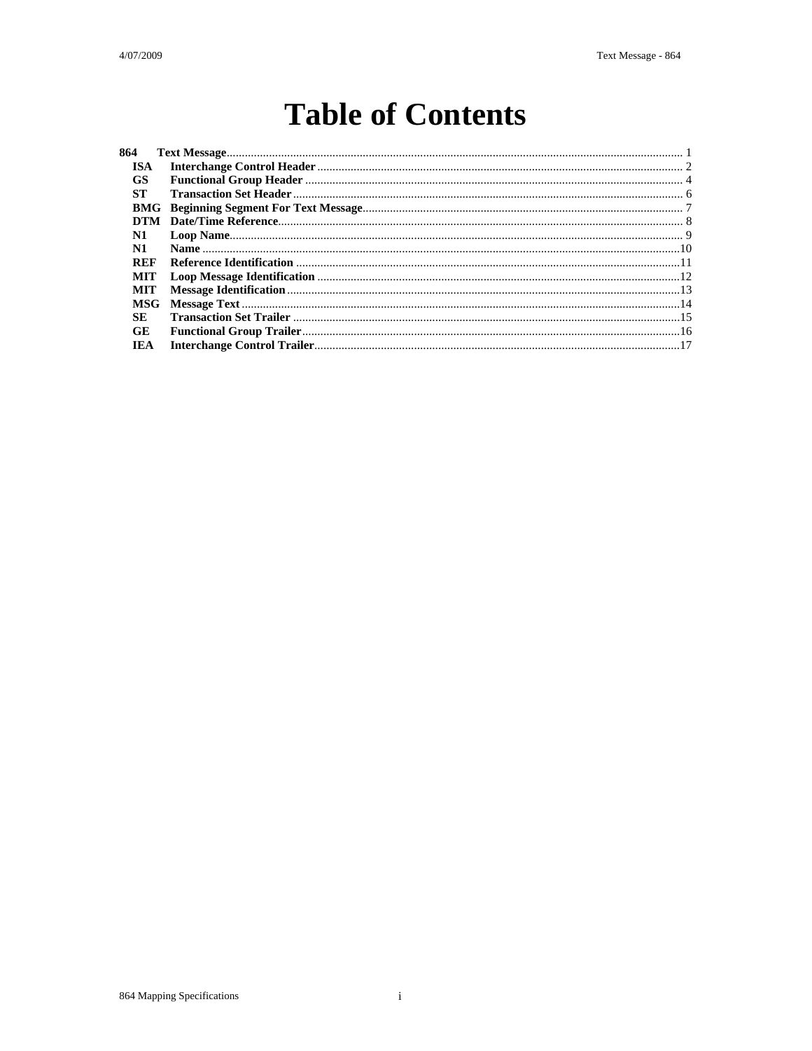# Table of Contents

| | | |
|---|---|---|
| **864** | **Text Message** | 1 |
| **ISA** | **Interchange Control Header** | 2 |
| **GS** | **Functional Group Header** | 4 |
| **ST** | **Transaction Set Header** | 6 |
| **BMG** | **Beginning Segment For Text Message** | 7 |
| **DTM** | **Date/Time Reference** | 8 |
| **N1** | **Loop Name** | 9 |
| **N1** | **Name** | 10 |
| **REF** | **Reference Identification** | 11 |
| **MIT** | **Loop Message Identification** | 12 |
| **MIT** | **Message Identification** | 13 |
| **MSG** | **Message Text** | 14 |
| **SE** | **Transaction Set Trailer** | 15 |
| **GE** | **Functional Group Trailer** | 16 |
| **IEA** | **Interchange Control Trailer** | 17 |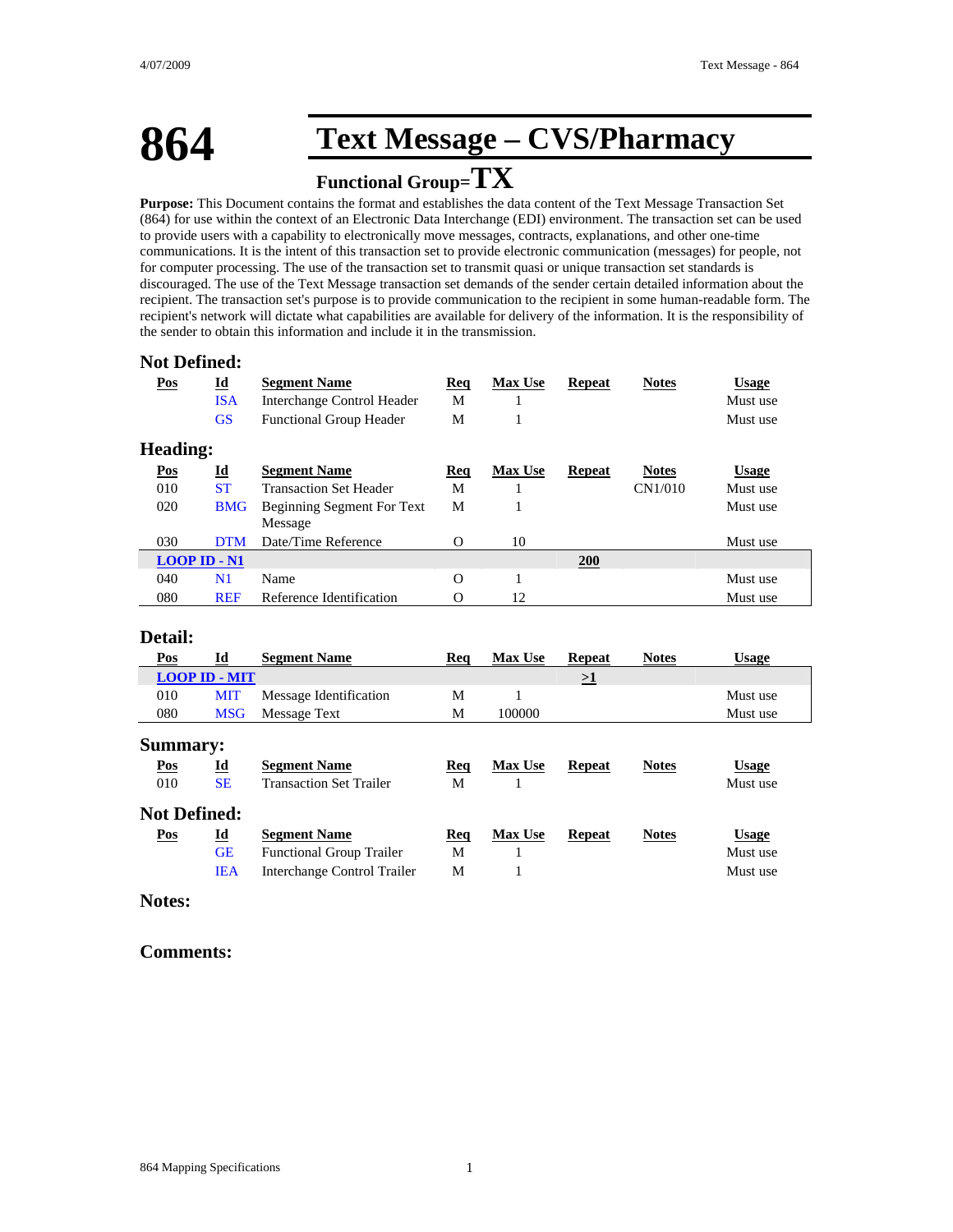# 864 Text Message – CVS/Pharmacy

## Functional Group=TX

**Purpose:** This Document contains the format and establishes the data content of the Text Message Transaction Set (864) for use within the context of an Electronic Data Interchange (EDI) environment. The transaction set can be used to provide users with a capability to electronically move messages, contracts, explanations, and other one-time communications. It is the intent of this transaction set to provide electronic communication (messages) for people, not for computer processing. The use of the transaction set to transmit quasi or unique transaction set standards is discouraged. The use of the Text Message transaction set demands of the sender certain detailed information about the recipient. The transaction set's purpose is to provide communication to the recipient in some human-readable form. The recipient's network will dictate what capabilities are available for delivery of the information. It is the responsibility of the sender to obtain this information and include it in the transmission.

### Not Defined:

| Pos | Id | Segment Name | Req | Max Use | Repeat | Notes | Usage |
|---|---|---|---|---|---|---|---|
| | ISA | Interchange Control Header | M | 1 | | | Must use |
| | GS | Functional Group Header | M | 1 | | | Must use |

### Heading:

| Pos | Id | Segment Name | Req | Max Use | Repeat | Notes | Usage |
|---|---|---|---|---|---|---|---|
| 010 | ST | Transaction Set Header | M | 1 | | CN1/010 | Must use |
| 020 | BMG | Beginning Segment For Text Message | M | 1 | | | Must use |
| 030 | DTM | Date/Time Reference | O | 10 | | | Must use |
| **LOOP ID - N1** | | | | | **200** | | |
| 040 | N1 | Name | O | 1 | | | Must use |
| 080 | REF | Reference Identification | O | 12 | | | Must use |

### Detail:

| Pos | Id | Segment Name | Req | Max Use | Repeat | Notes | Usage |
|---|---|---|---|---|---|---|---|
| **LOOP ID - MIT** | | | | | **>1** | | |
| 010 | MIT | Message Identification | M | 1 | | | Must use |
| 080 | MSG | Message Text | M | 100000 | | | Must use |

### Summary:

| Pos | Id | Segment Name | Req | Max Use | Repeat | Notes | Usage |
|---|---|---|---|---|---|---|---|
| 010 | SE | Transaction Set Trailer | M | 1 | | | Must use |

### Not Defined:

| Pos | Id | Segment Name | Req | Max Use | Repeat | Notes | Usage |
|---|---|---|---|---|---|---|---|
| | GE | Functional Group Trailer | M | 1 | | | Must use |
| | IEA | Interchange Control Trailer | M | 1 | | | Must use |

### Notes:

### Comments: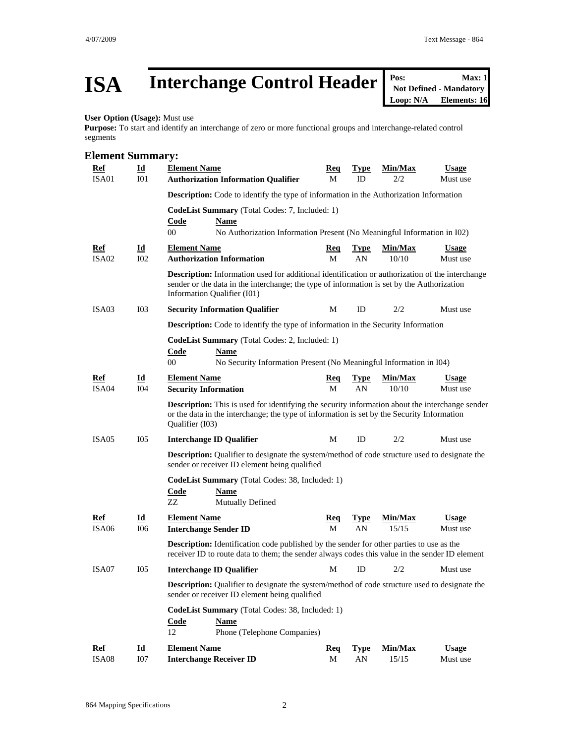# ISA Interchange Control Header

**Pos:** **Max: 1**
**Not Defined - Mandatory**
**Loop: N/A** **Elements: 16**

**User Option (Usage):** Must use
**Purpose:** To start and identify an interchange of zero or more functional groups and interchange-related control segments

## Element Summary:

| Ref | Id | Element Name | Req | Type | Min/Max | Usage |
|---|---|---|---|---|---|---|
| ISA01 | I01 | **Authorization Information Qualifier** | M | ID | 2/2 | Must use |

**Description:** Code to identify the type of information in the Authorization Information

**CodeList Summary** (Total Codes: 7, Included: 1)

| Code | Name |
|---|---|
| 00 | No Authorization Information Present (No Meaningful Information in I02) |

| Ref | Id | Element Name | Req | Type | Min/Max | Usage |
|---|---|---|---|---|---|---|
| ISA02 | I02 | **Authorization Information** | M | AN | 10/10 | Must use |

**Description:** Information used for additional identification or authorization of the interchange sender or the data in the interchange; the type of information is set by the Authorization Information Qualifier (I01)

| Ref | Id | Element Name | Req | Type | Min/Max | Usage |
|---|---|---|---|---|---|---|
| ISA03 | I03 | **Security Information Qualifier** | M | ID | 2/2 | Must use |

**Description:** Code to identify the type of information in the Security Information

**CodeList Summary** (Total Codes: 2, Included: 1)

| Code | Name |
|---|---|
| 00 | No Security Information Present (No Meaningful Information in I04) |

| Ref | Id | Element Name | Req | Type | Min/Max | Usage |
|---|---|---|---|---|---|---|
| ISA04 | I04 | **Security Information** | M | AN | 10/10 | Must use |

**Description:** This is used for identifying the security information about the interchange sender or the data in the interchange; the type of information is set by the Security Information Qualifier (I03)

| Ref | Id | Element Name | Req | Type | Min/Max | Usage |
|---|---|---|---|---|---|---|
| ISA05 | I05 | **Interchange ID Qualifier** | M | ID | 2/2 | Must use |

**Description:** Qualifier to designate the system/method of code structure used to designate the sender or receiver ID element being qualified

**CodeList Summary** (Total Codes: 38, Included: 1)

| Code | Name |
|---|---|
| ZZ | Mutually Defined |

| Ref | Id | Element Name | Req | Type | Min/Max | Usage |
|---|---|---|---|---|---|---|
| ISA06 | I06 | **Interchange Sender ID** | M | AN | 15/15 | Must use |

**Description:** Identification code published by the sender for other parties to use as the receiver ID to route data to them; the sender always codes this value in the sender ID element

| Ref | Id | Element Name | Req | Type | Min/Max | Usage |
|---|---|---|---|---|---|---|
| ISA07 | I05 | **Interchange ID Qualifier** | M | ID | 2/2 | Must use |

**Description:** Qualifier to designate the system/method of code structure used to designate the sender or receiver ID element being qualified

**CodeList Summary** (Total Codes: 38, Included: 1)

| Code | Name |
|---|---|
| 12 | Phone (Telephone Companies) |

| Ref | Id | Element Name | Req | Type | Min/Max | Usage |
|---|---|---|---|---|---|---|
| ISA08 | I07 | **Interchange Receiver ID** | M | AN | 15/15 | Must use |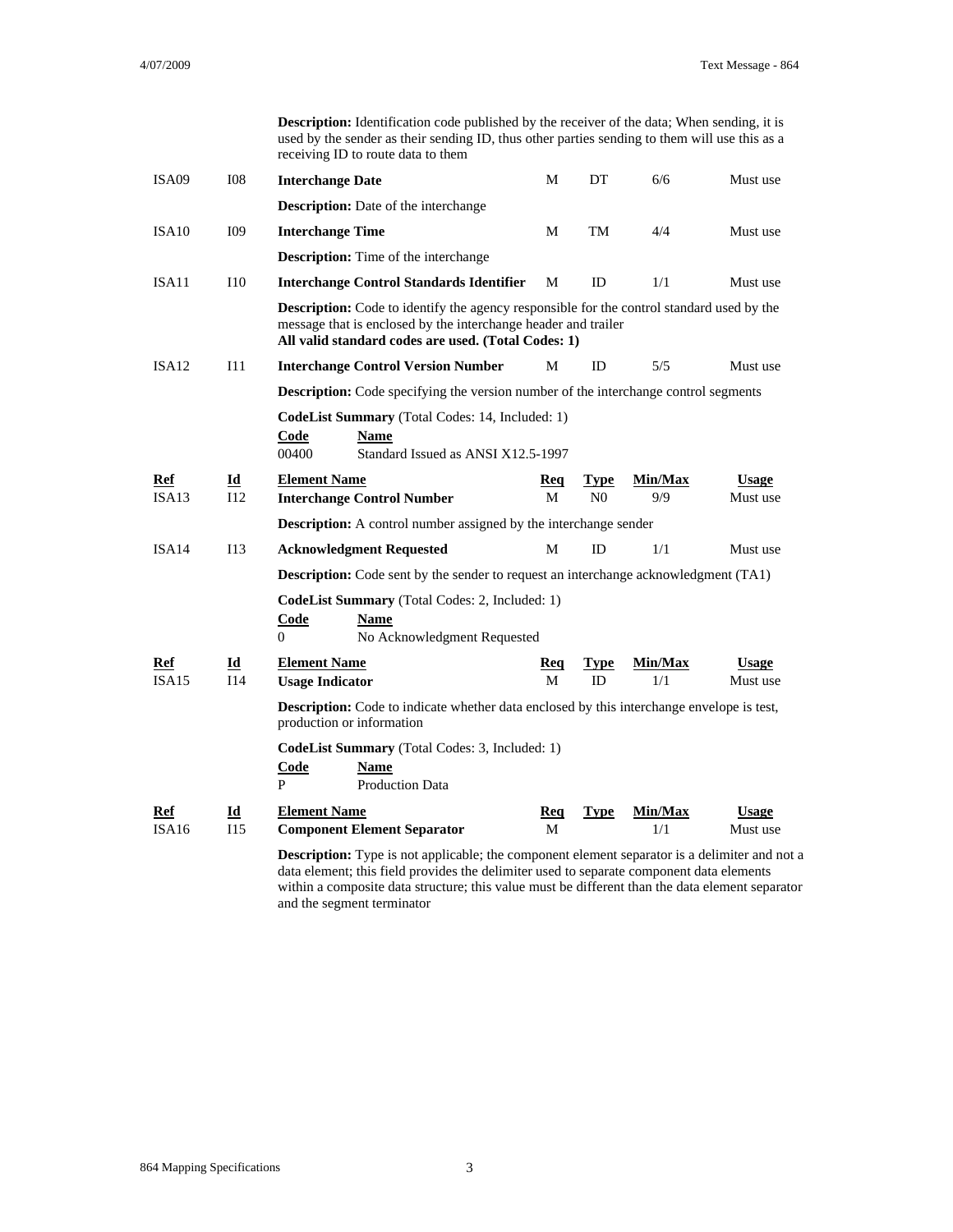**Description:** Identification code published by the receiver of the data; When sending, it is used by the sender as their sending ID, thus other parties sending to them will use this as a receiving ID to route data to them

| Ref | Id | Element Name | Req | Type | Min/Max | Usage |
|---|---|---|---|---|---|---|
| ISA09 | I08 | **Interchange Date** | M | DT | 6/6 | Must use |
| | | **Description:** Date of the interchange | | | | |
| ISA10 | I09 | **Interchange Time** | M | TM | 4/4 | Must use |
| | | **Description:** Time of the interchange | | | | |
| ISA11 | I10 | **Interchange Control Standards Identifier** | M | ID | 1/1 | Must use |
| | | **Description:** Code to identify the agency responsible for the control standard used by the message that is enclosed by the interchange header and trailer **All valid standard codes are used. (Total Codes: 1)** | | | | |
| ISA12 | I11 | **Interchange Control Version Number** | M | ID | 5/5 | Must use |
| | | **Description:** Code specifying the version number of the interchange control segments | | | | |

**CodeList Summary** (Total Codes: 14, Included: 1)

| Code | Name |
|---|---|
| 00400 | Standard Issued as ANSI X12.5-1997 |

| Ref | Id | Element Name | Req | Type | Min/Max | Usage |
|---|---|---|---|---|---|---|
| ISA13 | I12 | **Interchange Control Number** | M | N0 | 9/9 | Must use |
| | | **Description:** A control number assigned by the interchange sender | | | | |
| ISA14 | I13 | **Acknowledgment Requested** | M | ID | 1/1 | Must use |
| | | **Description:** Code sent by the sender to request an interchange acknowledgment (TA1) | | | | |

**CodeList Summary** (Total Codes: 2, Included: 1)

| Code | Name |
|---|---|
| 0 | No Acknowledgment Requested |

| Ref | Id | Element Name | Req | Type | Min/Max | Usage |
|---|---|---|---|---|---|---|
| ISA15 | I14 | **Usage Indicator** | M | ID | 1/1 | Must use |
| | | **Description:** Code to indicate whether data enclosed by this interchange envelope is test, production or information | | | | |

**CodeList Summary** (Total Codes: 3, Included: 1)

| Code | Name |
|---|---|
| P | Production Data |

| Ref | Id | Element Name | Req | Type | Min/Max | Usage |
|---|---|---|---|---|---|---|
| ISA16 | I15 | **Component Element Separator** | M | | 1/1 | Must use |
| | | **Description:** Type is not applicable; the component element separator is a delimiter and not a data element; this field provides the delimiter used to separate component data elements within a composite data structure; this value must be different than the data element separator and the segment terminator | | | | |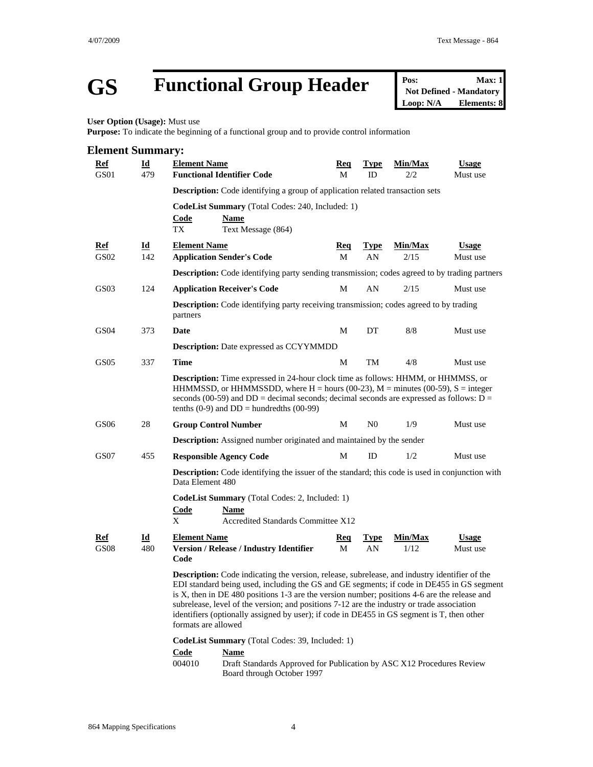# GS Functional Group Header

**Pos:** **Max: 1**
**Not Defined - Mandatory**
**Loop: N/A** **Elements: 8**

**User Option (Usage):** Must use
**Purpose:** To indicate the beginning of a functional group and to provide control information

## Element Summary:

| Ref | Id | Element Name | Req | Type | Min/Max | Usage |
|---|---|---|---|---|---|---|
| GS01 | 479 | **Functional Identifier Code** | M | ID | 2/2 | Must use |

**Description:** Code identifying a group of application related transaction sets

**CodeList Summary** (Total Codes: 240, Included: 1)

| Code | Name |
|---|---|
| TX | Text Message (864) |

| Ref | Id | Element Name | Req | Type | Min/Max | Usage |
|---|---|---|---|---|---|---|
| GS02 | 142 | **Application Sender's Code** | M | AN | 2/15 | Must use |

**Description:** Code identifying party sending transmission; codes agreed to by trading partners

| Ref | Id | Element Name | Req | Type | Min/Max | Usage |
|---|---|---|---|---|---|---|
| GS03 | 124 | **Application Receiver's Code** | M | AN | 2/15 | Must use |

**Description:** Code identifying party receiving transmission; codes agreed to by trading partners

| Ref | Id | Element Name | Req | Type | Min/Max | Usage |
|---|---|---|---|---|---|---|
| GS04 | 373 | **Date** | M | DT | 8/8 | Must use |

**Description:** Date expressed as CCYYMMDD

| Ref | Id | Element Name | Req | Type | Min/Max | Usage |
|---|---|---|---|---|---|---|
| GS05 | 337 | **Time** | M | TM | 4/8 | Must use |

**Description:** Time expressed in 24-hour clock time as follows: HHMM, or HHMMSS, or HHMMSSD, or HHMMSSDD, where H = hours (00-23), M = minutes (00-59), S = integer seconds (00-59) and DD = decimal seconds; decimal seconds are expressed as follows: D = tenths (0-9) and DD = hundredths (00-99)

| Ref | Id | Element Name | Req | Type | Min/Max | Usage |
|---|---|---|---|---|---|---|
| GS06 | 28 | **Group Control Number** | M | N0 | 1/9 | Must use |

**Description:** Assigned number originated and maintained by the sender

| Ref | Id | Element Name | Req | Type | Min/Max | Usage |
|---|---|---|---|---|---|---|
| GS07 | 455 | **Responsible Agency Code** | M | ID | 1/2 | Must use |

**Description:** Code identifying the issuer of the standard; this code is used in conjunction with Data Element 480

**CodeList Summary** (Total Codes: 2, Included: 1)

| Code | Name |
|---|---|
| X | Accredited Standards Committee X12 |

| Ref | Id | Element Name | Req | Type | Min/Max | Usage |
|---|---|---|---|---|---|---|
| GS08 | 480 | **Version / Release / Industry Identifier Code** | M | AN | 1/12 | Must use |

**Description:** Code indicating the version, release, subrelease, and industry identifier of the EDI standard being used, including the GS and GE segments; if code in DE455 in GS segment is X, then in DE 480 positions 1-3 are the version number; positions 4-6 are the release and subrelease, level of the version; and positions 7-12 are the industry or trade association identifiers (optionally assigned by user); if code in DE455 in GS segment is T, then other formats are allowed

**CodeList Summary** (Total Codes: 39, Included: 1)

| Code | Name |
|---|---|
| 004010 | Draft Standards Approved for Publication by ASC X12 Procedures Review Board through October 1997 |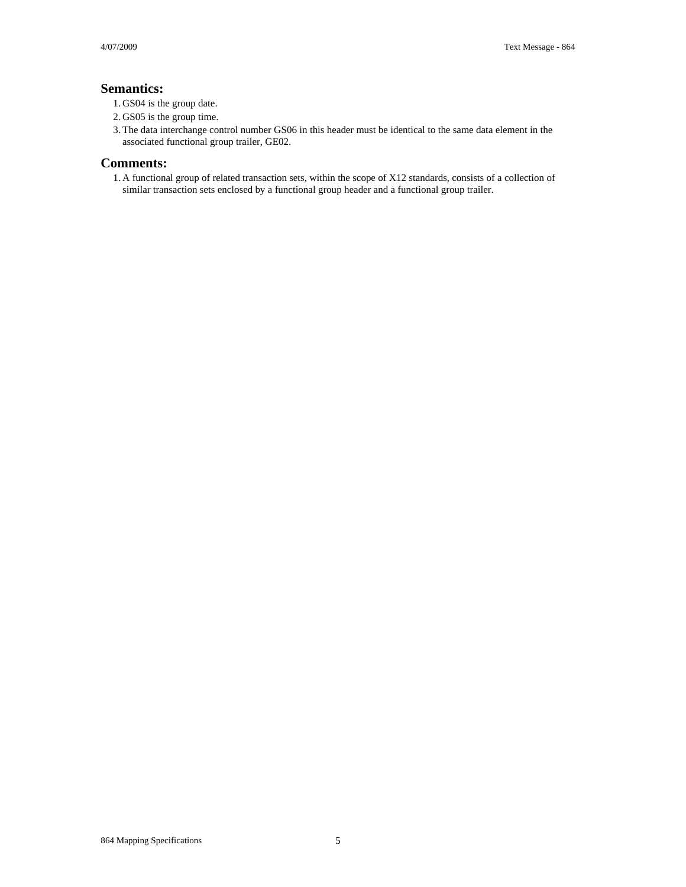## Semantics:

1. GS04 is the group date.
2. GS05 is the group time.
3. The data interchange control number GS06 in this header must be identical to the same data element in the associated functional group trailer, GE02.

## Comments:

1. A functional group of related transaction sets, within the scope of X12 standards, consists of a collection of similar transaction sets enclosed by a functional group header and a functional group trailer.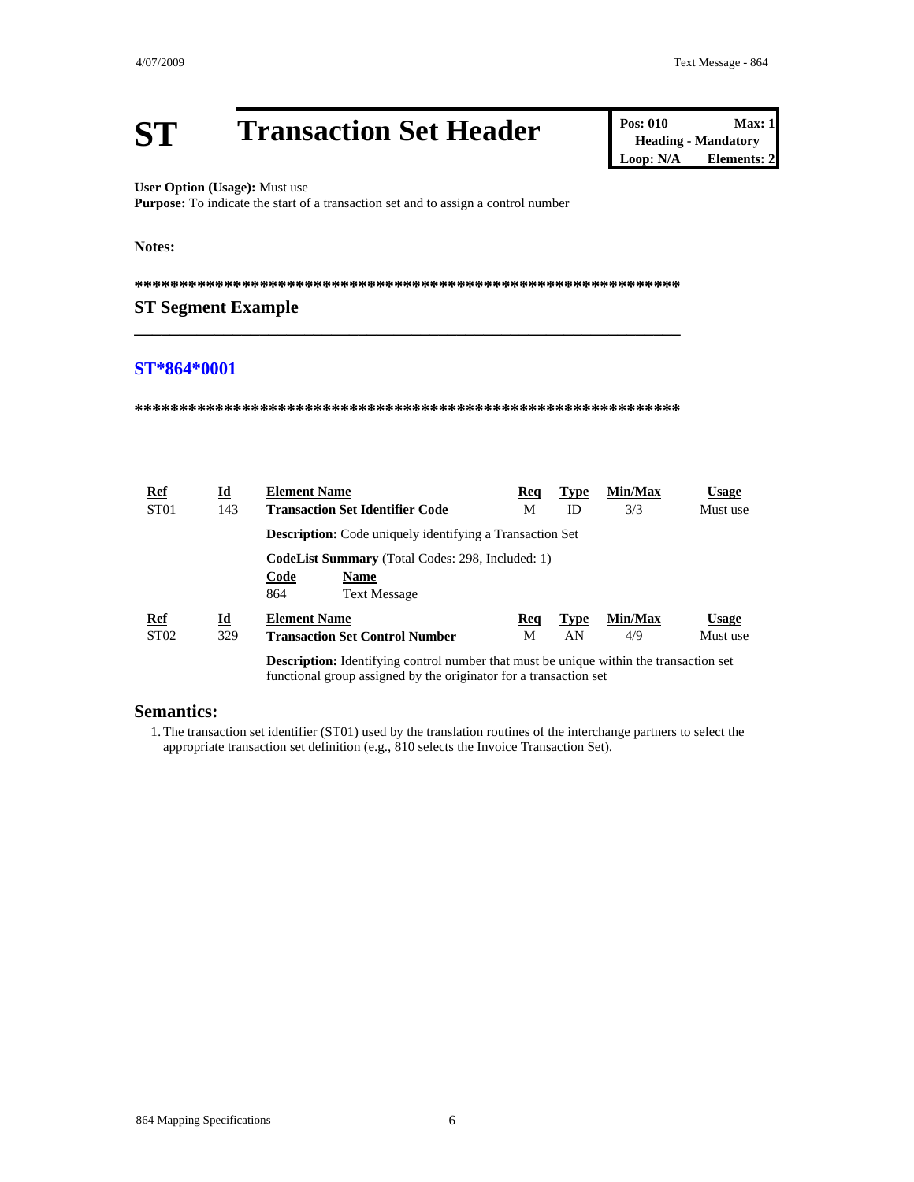# ST Transaction Set Header

| Pos: 010 | Max: 1 |
|---|---|
| Heading - Mandatory | |
| Loop: N/A | Elements: 2 |

**User Option (Usage):** Must use
**Purpose:** To indicate the start of a transaction set and to assign a control number

**Notes:**

**************************************************************

## ST Segment Example

**ST*864*0001**

**************************************************************

| Ref | Id | Element Name | Req | Type | Min/Max | Usage |
|---|---|---|---|---|---|---|
| ST01 | 143 | **Transaction Set Identifier Code** | M | ID | 3/3 | Must use |

**Description:** Code uniquely identifying a Transaction Set

**CodeList Summary** (Total Codes: 298, Included: 1)

| Code | Name |
|---|---|
| 864 | Text Message |

| Ref | Id | Element Name | Req | Type | Min/Max | Usage |
|---|---|---|---|---|---|---|
| ST02 | 329 | **Transaction Set Control Number** | M | AN | 4/9 | Must use |

**Description:** Identifying control number that must be unique within the transaction set functional group assigned by the originator for a transaction set

## Semantics:

1. The transaction set identifier (ST01) used by the translation routines of the interchange partners to select the appropriate transaction set definition (e.g., 810 selects the Invoice Transaction Set).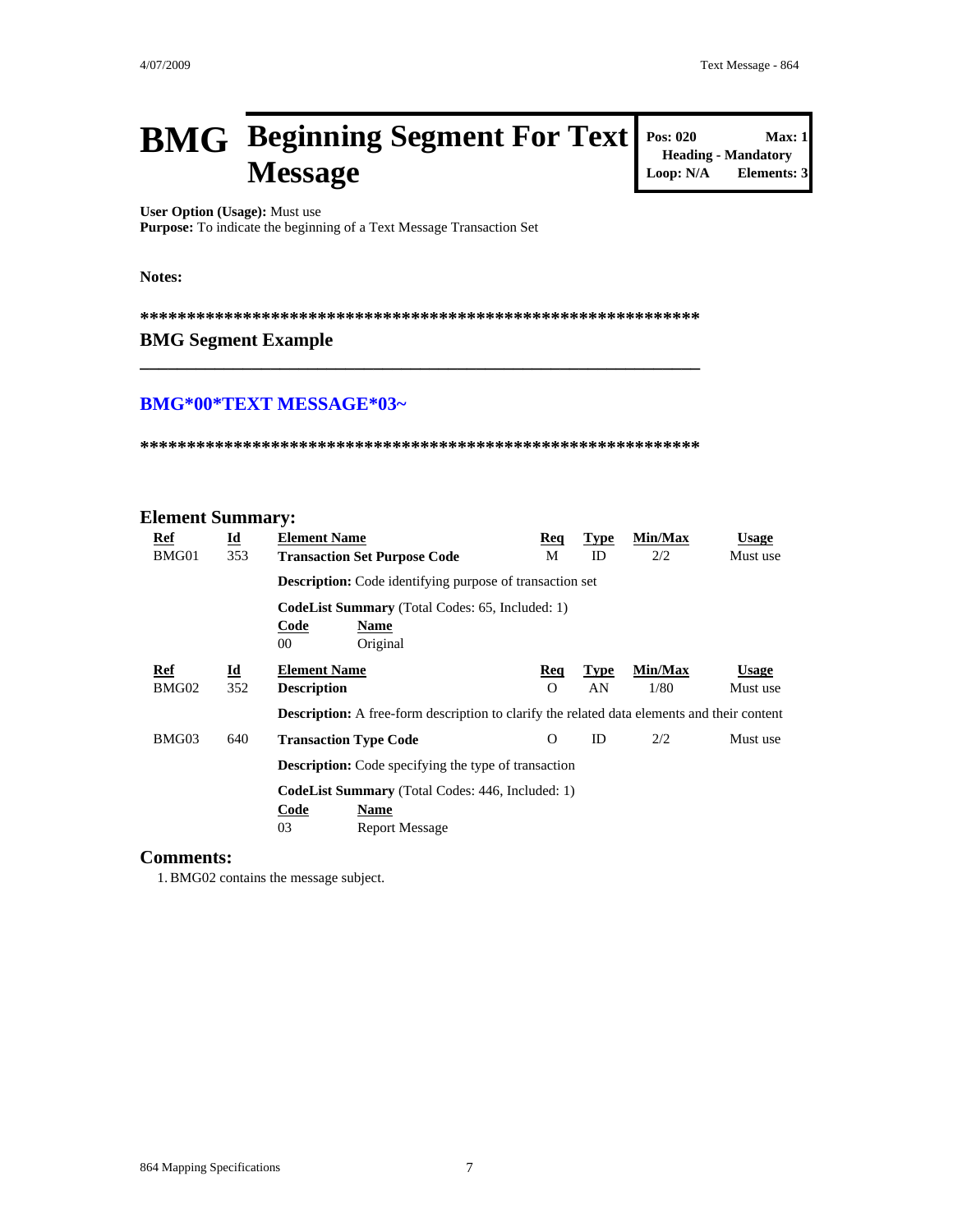# BMG Beginning Segment For Text Message

| Pos: 020 | Max: 1 |
| --- | --- |
| Heading - Mandatory | |
| Loop: N/A | Elements: 3 |

**User Option (Usage):** Must use
**Purpose:** To indicate the beginning of a Text Message Transaction Set

**Notes:**

**************************************************************

**BMG Segment Example**

---

**BMG*00*TEXT MESSAGE*03~**

**************************************************************

## Element Summary:

| Ref | Id | Element Name | Req | Type | Min/Max | Usage |
| --- | --- | --- | --- | --- | --- | --- |
| BMG01 | 353 | **Transaction Set Purpose Code** | M | ID | 2/2 | Must use |

**Description:** Code identifying purpose of transaction set

**CodeList Summary** (Total Codes: 65, Included: 1)

| Code | Name |
| --- | --- |
| 00 | Original |

| Ref | Id | Element Name | Req | Type | Min/Max | Usage |
| --- | --- | --- | --- | --- | --- | --- |
| BMG02 | 352 | **Description** | O | AN | 1/80 | Must use |

**Description:** A free-form description to clarify the related data elements and their content

| Ref | Id | Element Name | Req | Type | Min/Max | Usage |
| --- | --- | --- | --- | --- | --- | --- |
| BMG03 | 640 | **Transaction Type Code** | O | ID | 2/2 | Must use |

**Description:** Code specifying the type of transaction

**CodeList Summary** (Total Codes: 446, Included: 1)

| Code | Name |
| --- | --- |
| 03 | Report Message |

## Comments:

1. BMG02 contains the message subject.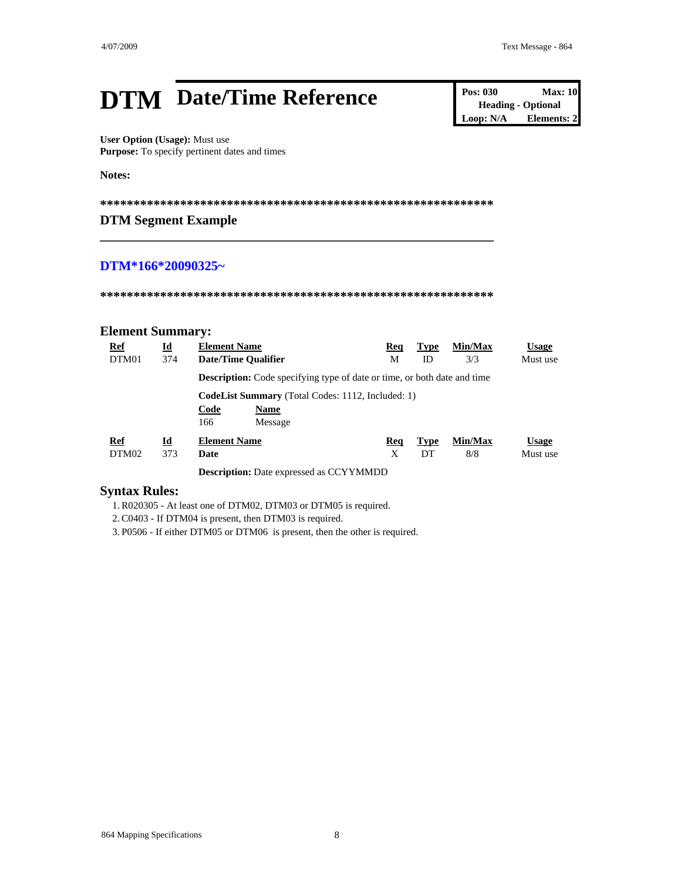# DTM Date/Time Reference

| Pos: 030 | Max: 10 |
|---|---|
| Heading - Optional | |
| Loop: N/A | Elements: 2 |

**User Option (Usage):** Must use
**Purpose:** To specify pertinent dates and times

**Notes:**

**************************************************************

### DTM Segment Example

---

**DTM*166*20090325~**

**************************************************************

## Element Summary:

| Ref | Id | Element Name | Req | Type | Min/Max | Usage |
|---|---|---|---|---|---|---|
| DTM01 | 374 | **Date/Time Qualifier** | M | ID | 3/3 | Must use |

**Description:** Code specifying type of date or time, or both date and time

**CodeList Summary** (Total Codes: 1112, Included: 1)

| Code | Name |
|---|---|
| 166 | Message |

| Ref | Id | Element Name | Req | Type | Min/Max | Usage |
|---|---|---|---|---|---|---|
| DTM02 | 373 | **Date** | X | DT | 8/8 | Must use |

**Description:** Date expressed as CCYYMMDD

## Syntax Rules:

1. R020305 - At least one of DTM02, DTM03 or DTM05 is required.
2. C0403 - If DTM04 is present, then DTM03 is required.
3. P0506 - If either DTM05 or DTM06 is present, then the other is required.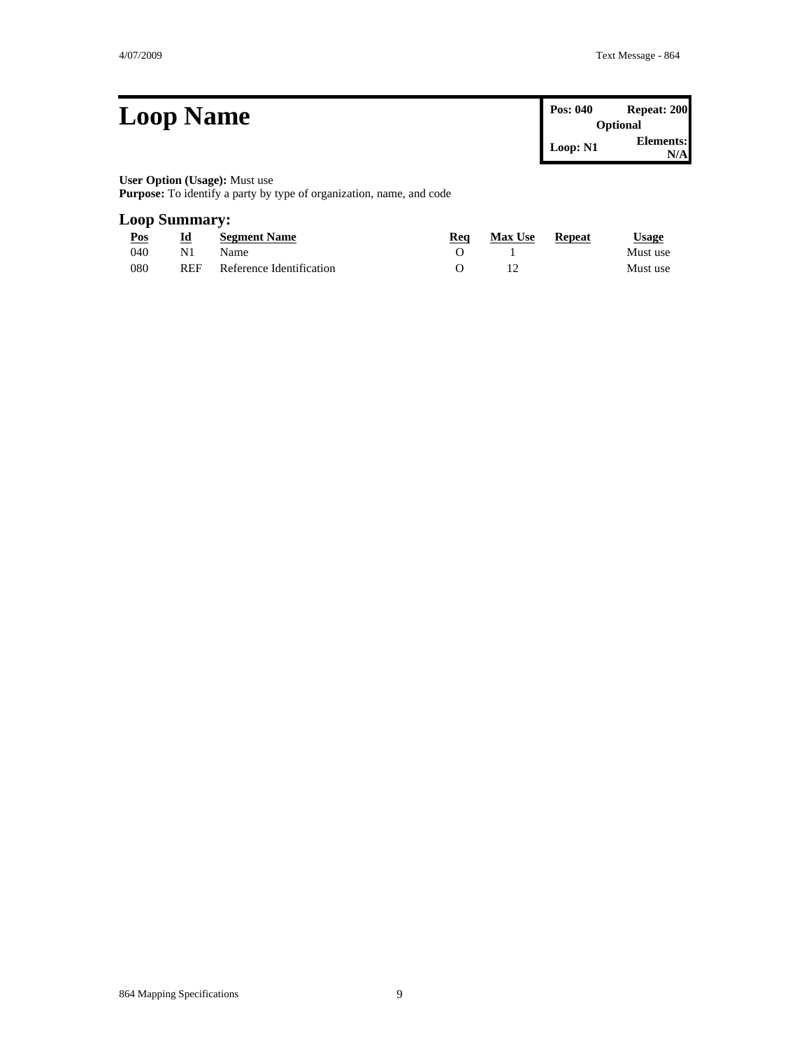# Loop Name

| Pos: 040 | Repeat: 200 |
| --- | --- |
| Optional | |
| Loop: N1 | Elements: N/A |

**User Option (Usage):** Must use
**Purpose:** To identify a party by type of organization, name, and code

## Loop Summary:

| Pos | Id | Segment Name | Req | Max Use | Repeat | Usage |
| --- | --- | --- | --- | --- | --- | --- |
| 040 | N1 | Name | O | 1 | | Must use |
| 080 | REF | Reference Identification | O | 12 | | Must use |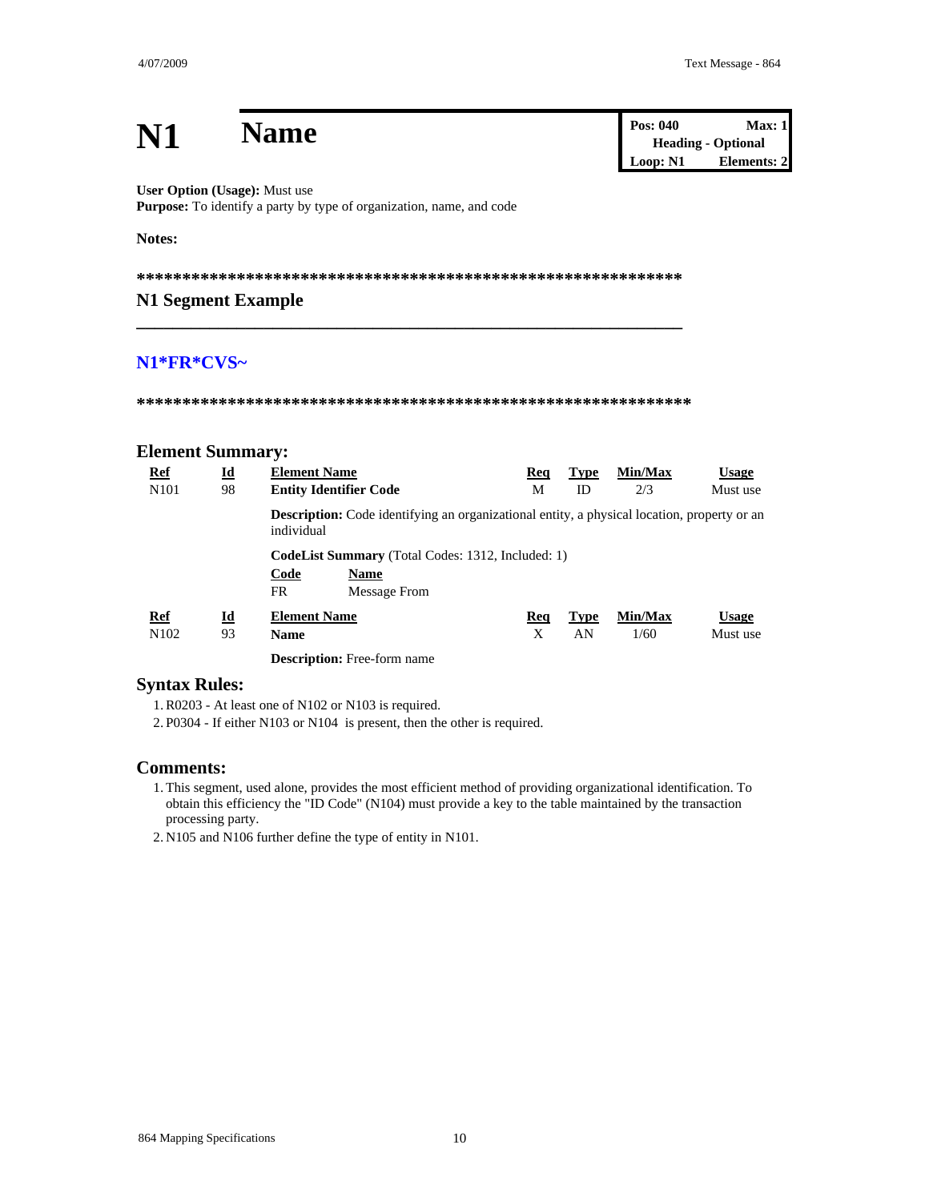# N1 Name

| Pos: 040 | Max: 1 |
| --- | --- |
| Heading - Optional | |
| Loop: N1 | Elements: 2 |

**User Option (Usage):** Must use
**Purpose:** To identify a party by type of organization, name, and code

**Notes:**

**************************************************************

### N1 Segment Example

---

**N1*FR*CVS~**

**************************************************************

## Element Summary:

| Ref | Id | Element Name | Req | Type | Min/Max | Usage |
| --- | --- | --- | --- | --- | --- | --- |
| N101 | 98 | **Entity Identifier Code** | M | ID | 2/3 | Must use |

**Description:** Code identifying an organizational entity, a physical location, property or an individual

**CodeList Summary** (Total Codes: 1312, Included: 1)

| Code | Name |
| --- | --- |
| FR | Message From |

| Ref | Id | Element Name | Req | Type | Min/Max | Usage |
| --- | --- | --- | --- | --- | --- | --- |
| N102 | 93 | **Name** | X | AN | 1/60 | Must use |

**Description:** Free-form name

## Syntax Rules:

1. R0203 - At least one of N102 or N103 is required.
2. P0304 - If either N103 or N104 is present, then the other is required.

## Comments:

1. This segment, used alone, provides the most efficient method of providing organizational identification. To obtain this efficiency the "ID Code" (N104) must provide a key to the table maintained by the transaction processing party.
2. N105 and N106 further define the type of entity in N101.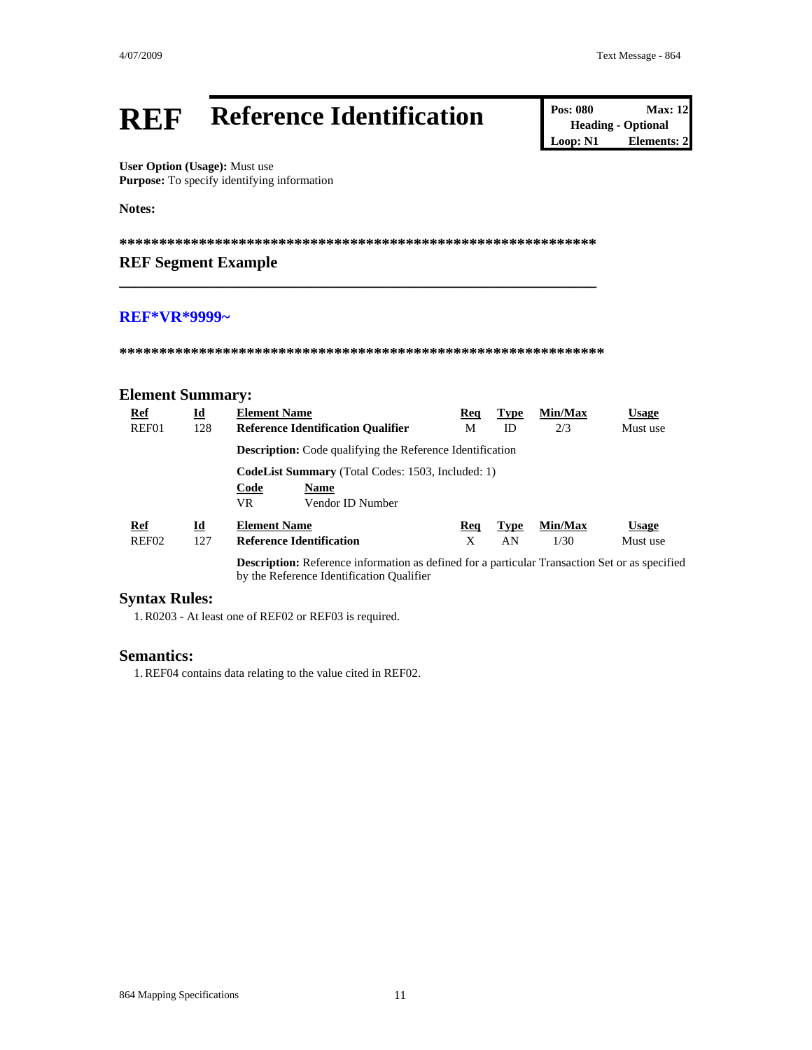# REF Reference Identification

| Pos: 080 | Max: 12 |
|---|---|
| Heading - Optional | |
| Loop: N1 | Elements: 2 |

**User Option (Usage):** Must use
**Purpose:** To specify identifying information

**Notes:**

**************************************************************

### REF Segment Example

REF*VR*9999~

**************************************************************

## Element Summary:

| Ref | Id | Element Name | Req | Type | Min/Max | Usage |
|---|---|---|---|---|---|---|
| REF01 | 128 | **Reference Identification Qualifier** | M | ID | 2/3 | Must use |
| | | **Description:** Code qualifying the Reference Identification | | | | |
| | | **CodeList Summary** (Total Codes: 1503, Included: 1) | | | | |
| | | Code: VR — Name: Vendor ID Number | | | | |
| REF02 | 127 | **Reference Identification** | X | AN | 1/30 | Must use |
| | | **Description:** Reference information as defined for a particular Transaction Set or as specified by the Reference Identification Qualifier | | | | |

## Syntax Rules:

1. R0203 - At least one of REF02 or REF03 is required.

## Semantics:

1. REF04 contains data relating to the value cited in REF02.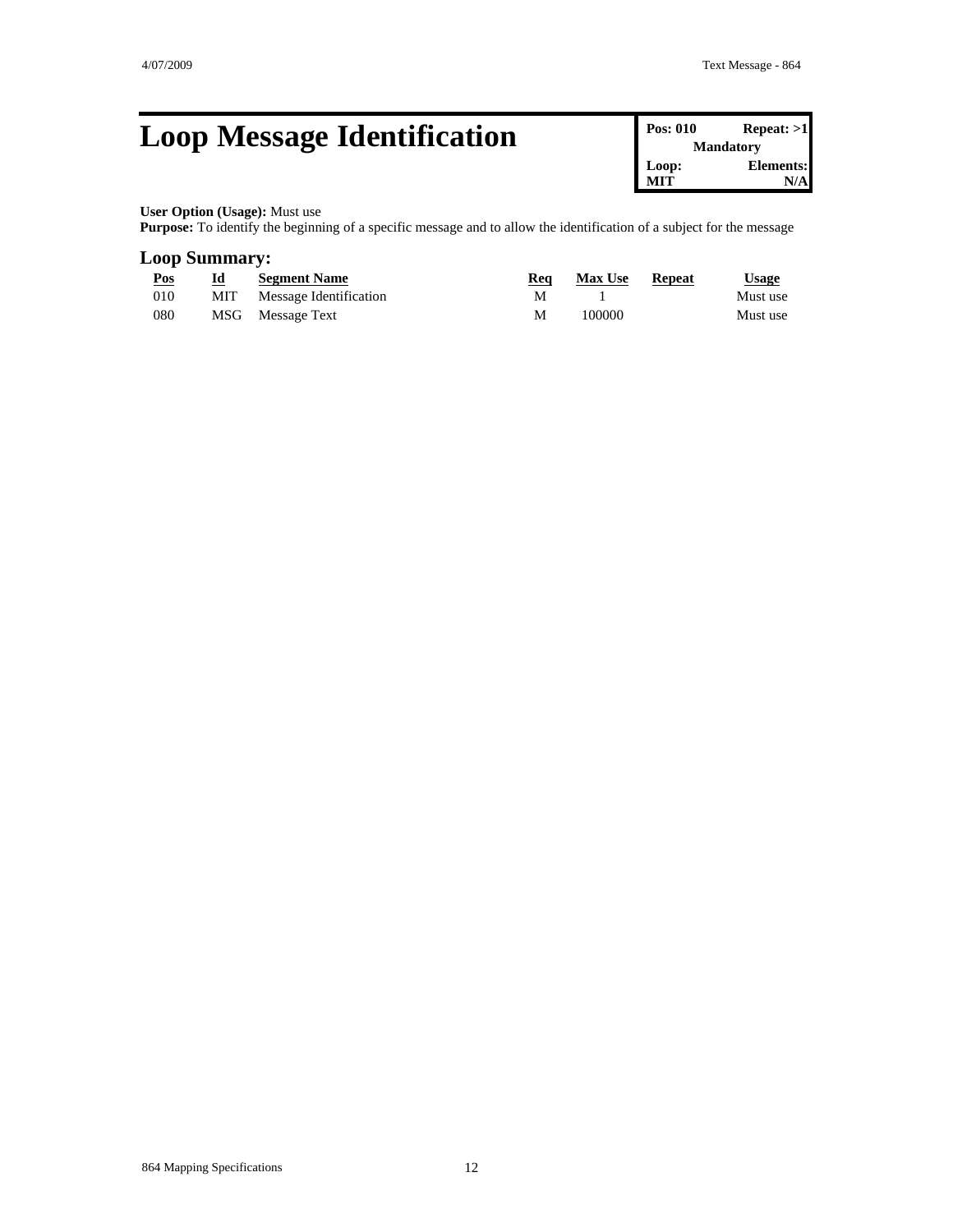# Loop Message Identification

| Pos: 010 | Repeat: >1 |
| --- | --- |
| Mandatory | |
| Loop: MIT | Elements: N/A |

**User Option (Usage):** Must use

**Purpose:** To identify the beginning of a specific message and to allow the identification of a subject for the message

## Loop Summary:

| Pos | Id | Segment Name | Req | Max Use | Repeat | Usage |
| --- | --- | --- | --- | --- | --- | --- |
| 010 | MIT | Message Identification | M | 1 | | Must use |
| 080 | MSG | Message Text | M | 100000 | | Must use |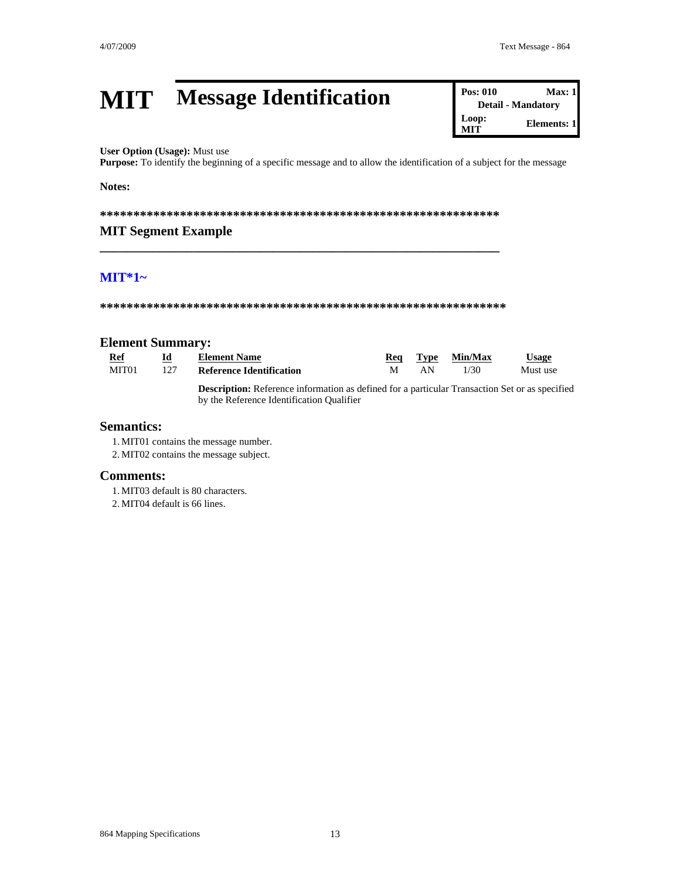# MIT Message Identification

| Pos: 010 | Max: 1 |
| --- | --- |
| Detail - Mandatory | |
| Loop: MIT | Elements: 1 |

**User Option (Usage):** Must use
**Purpose:** To identify the beginning of a specific message and to allow the identification of a subject for the message

**Notes:**

**************************************************************

## MIT Segment Example

---

**MIT*1~**

**************************************************************

## Element Summary:

| Ref | Id | Element Name | Req | Type | Min/Max | Usage |
| --- | --- | --- | --- | --- | --- | --- |
| MIT01 | 127 | **Reference Identification** | M | AN | 1/30 | Must use |
| | | **Description:** Reference information as defined for a particular Transaction Set or as specified by the Reference Identification Qualifier | | | | |

## Semantics:

1. MIT01 contains the message number.
2. MIT02 contains the message subject.

## Comments:

1. MIT03 default is 80 characters.
2. MIT04 default is 66 lines.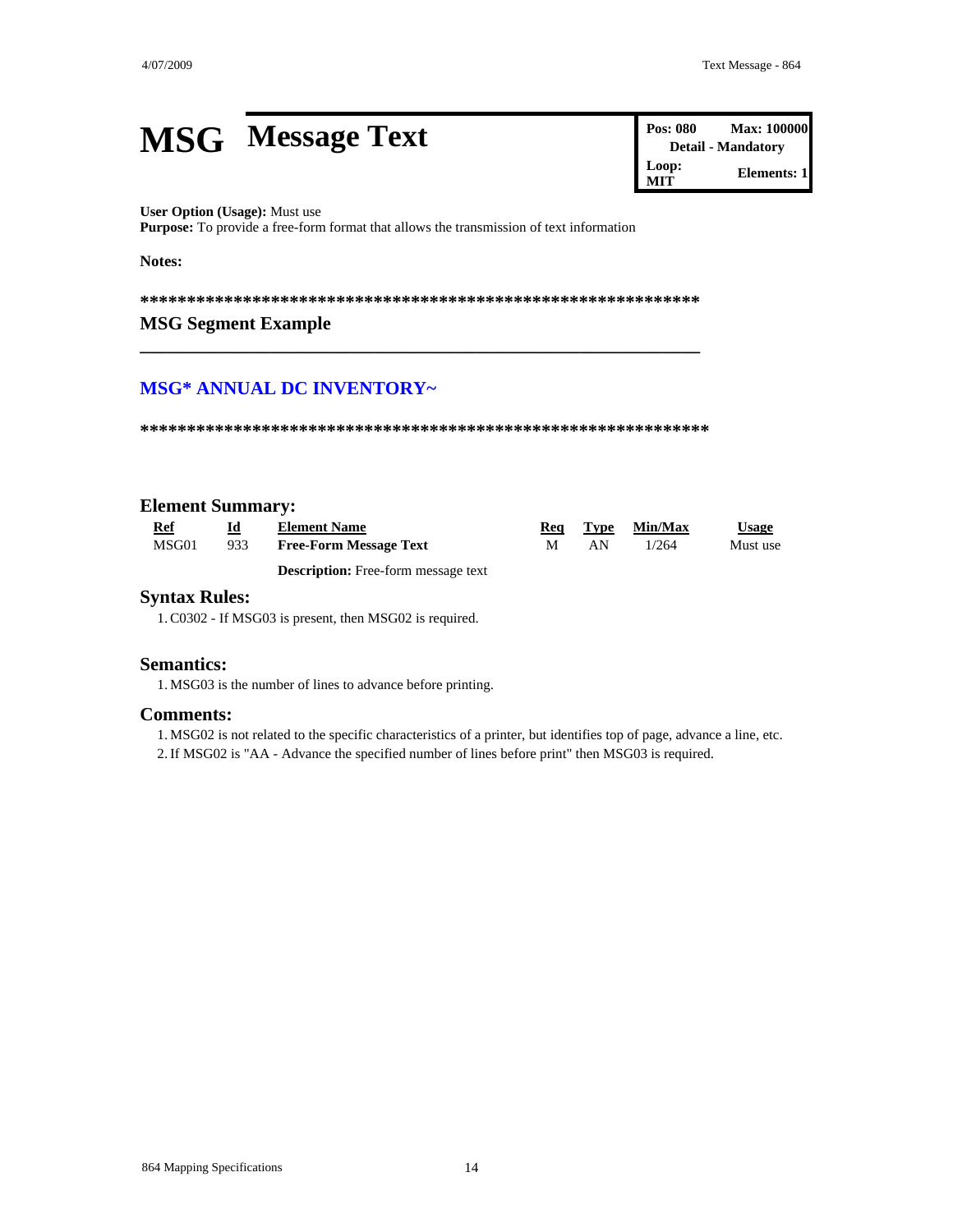# MSG Message Text

| Pos: 080 | Max: 100000 |
|---|---|
| Detail - Mandatory | |
| Loop: MIT | Elements: 1 |

**User Option (Usage):** Must use
**Purpose:** To provide a free-form format that allows the transmission of text information

**Notes:**

**************************************************************

## MSG Segment Example

---

**MSG* ANNUAL DC INVENTORY~**

**************************************************************

## Element Summary:

| Ref | Id | Element Name | Req | Type | Min/Max | Usage |
|---|---|---|---|---|---|---|
| MSG01 | 933 | **Free-Form Message Text** | M | AN | 1/264 | Must use |
| | | **Description:** Free-form message text | | | | |

## Syntax Rules:

1. C0302 - If MSG03 is present, then MSG02 is required.

## Semantics:

1. MSG03 is the number of lines to advance before printing.

## Comments:

1. MSG02 is not related to the specific characteristics of a printer, but identifies top of page, advance a line, etc.
2. If MSG02 is "AA - Advance the specified number of lines before print" then MSG03 is required.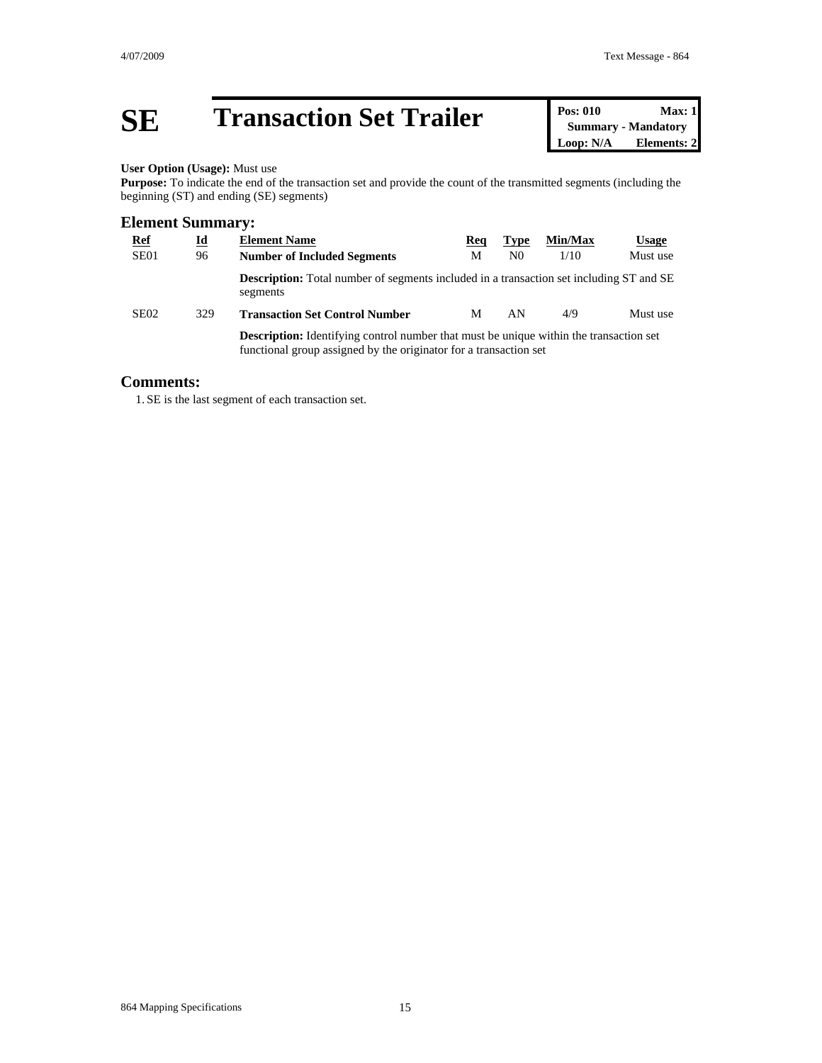# SE Transaction Set Trailer

| Pos: 010 | Max: 1 |
| --- | --- |
| Summary - Mandatory | |
| Loop: N/A | Elements: 2 |

**User Option (Usage):** Must use
**Purpose:** To indicate the end of the transaction set and provide the count of the transmitted segments (including the beginning (ST) and ending (SE) segments)

## Element Summary:

| Ref | Id | Element Name | Req | Type | Min/Max | Usage |
| --- | --- | --- | --- | --- | --- | --- |
| SE01 | 96 | **Number of Included Segments** | M | N0 | 1/10 | Must use |
| | | **Description:** Total number of segments included in a transaction set including ST and SE segments | | | | |
| SE02 | 329 | **Transaction Set Control Number** | M | AN | 4/9 | Must use |
| | | **Description:** Identifying control number that must be unique within the transaction set functional group assigned by the originator for a transaction set | | | | |

## Comments:

1. SE is the last segment of each transaction set.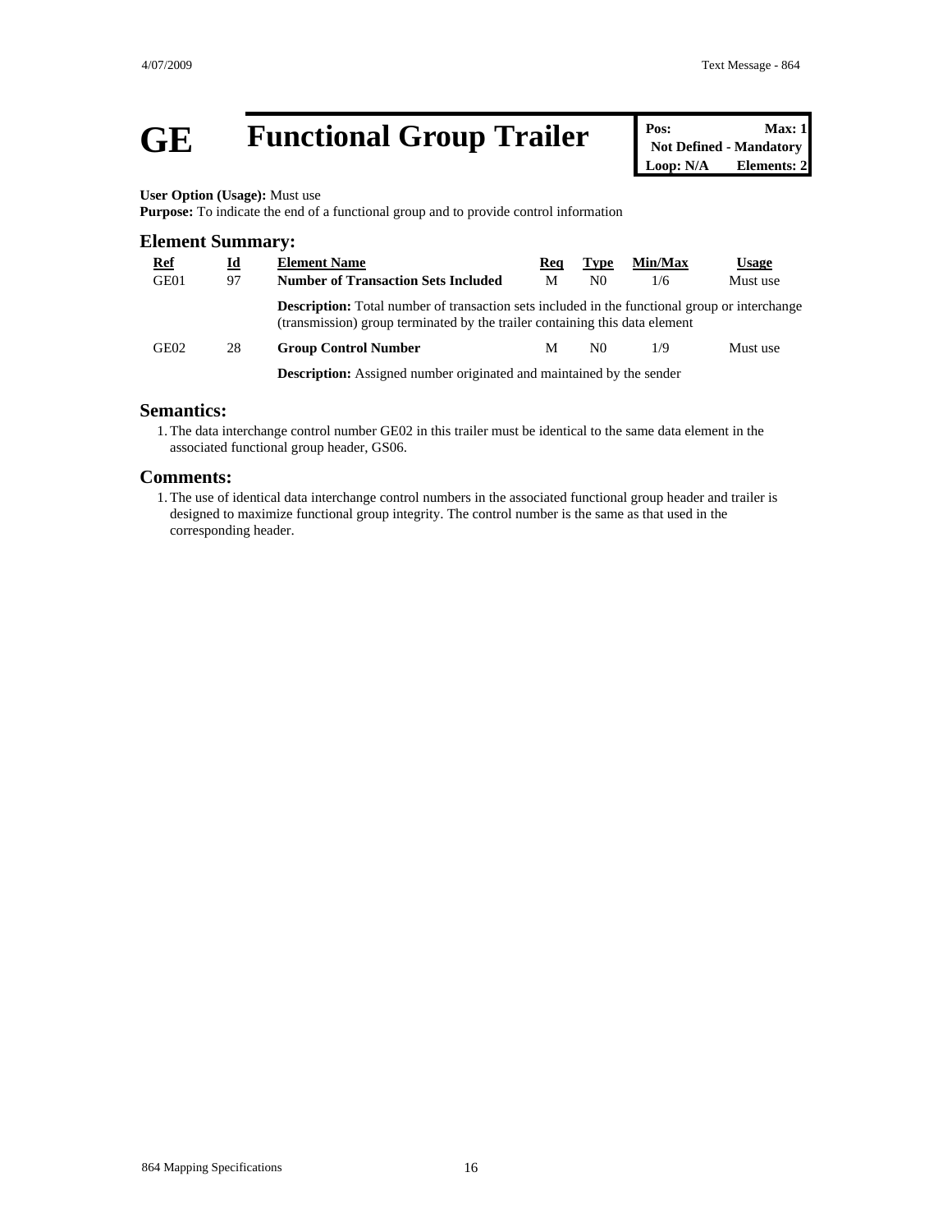# GE Functional Group Trailer

| Pos: | Max: 1 |
| --- | --- |
| Not Defined - Mandatory | |
| Loop: N/A | Elements: 2 |

**User Option (Usage):** Must use
**Purpose:** To indicate the end of a functional group and to provide control information

## Element Summary:

| Ref | Id | Element Name | Req | Type | Min/Max | Usage |
| --- | --- | --- | --- | --- | --- | --- |
| GE01 | 97 | **Number of Transaction Sets Included** | M | N0 | 1/6 | Must use |
| | | **Description:** Total number of transaction sets included in the functional group or interchange (transmission) group terminated by the trailer containing this data element | | | | |
| GE02 | 28 | **Group Control Number** | M | N0 | 1/9 | Must use |
| | | **Description:** Assigned number originated and maintained by the sender | | | | |

## Semantics:

1. The data interchange control number GE02 in this trailer must be identical to the same data element in the associated functional group header, GS06.

## Comments:

1. The use of identical data interchange control numbers in the associated functional group header and trailer is designed to maximize functional group integrity. The control number is the same as that used in the corresponding header.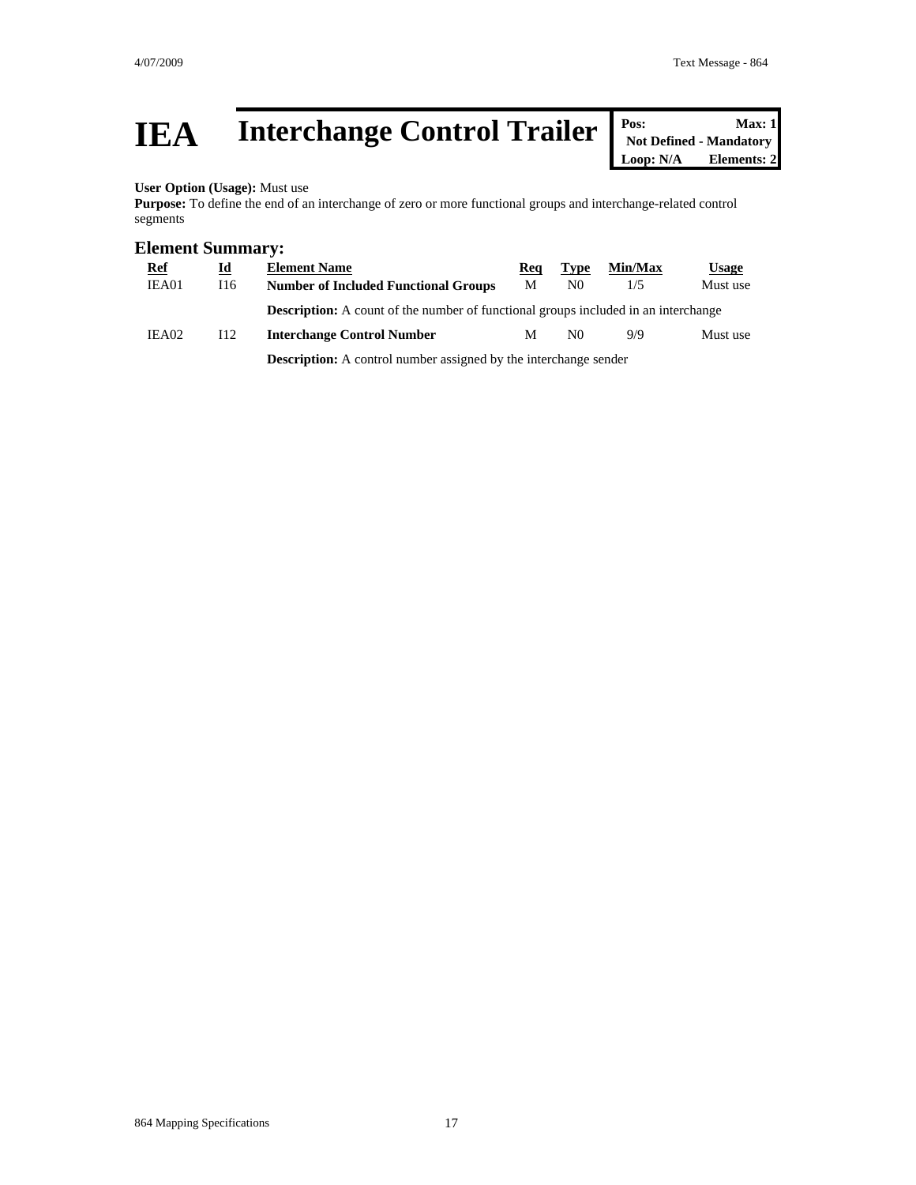# IEA Interchange Control Trailer

| Pos: | Max: 1 |
|---|---|
| Not Defined - Mandatory | |
| Loop: N/A | Elements: 2 |

**User Option (Usage):** Must use
**Purpose:** To define the end of an interchange of zero or more functional groups and interchange-related control segments

## Element Summary:

| Ref | Id | Element Name | Req | Type | Min/Max | Usage |
|---|---|---|---|---|---|---|
| IEA01 | I16 | **Number of Included Functional Groups** | M | N0 | 1/5 | Must use |
| | | **Description:** A count of the number of functional groups included in an interchange | | | | |
| IEA02 | I12 | **Interchange Control Number** | M | N0 | 9/9 | Must use |
| | | **Description:** A control number assigned by the interchange sender | | | | |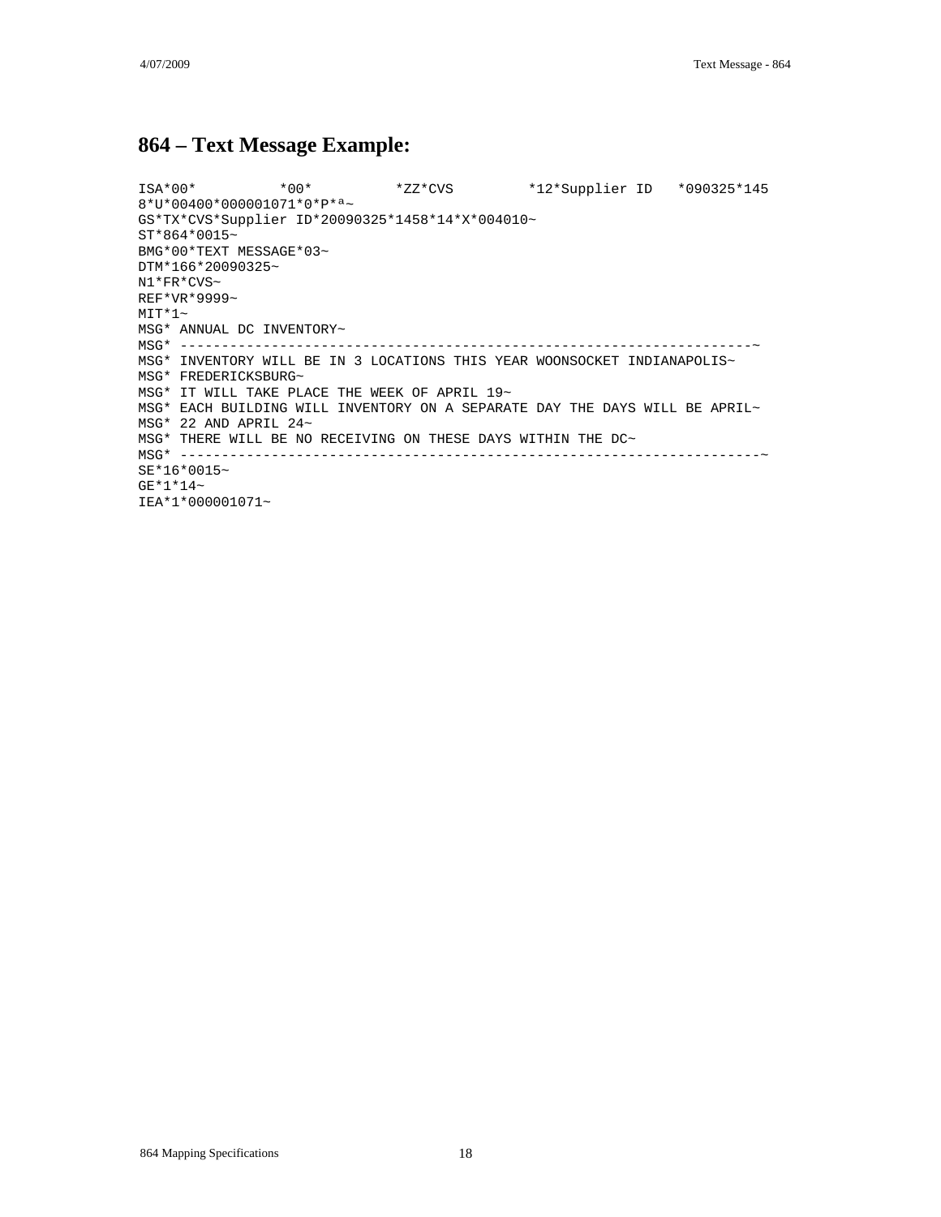# 864 – Text Message Example:

```
ISA*00*          *00*          *ZZ*CVS         *12*Supplier ID   *090325*145
8*U*00400*000001071*0*P*ª~
GS*TX*CVS*Supplier ID*20090325*1458*14*X*004010~
ST*864*0015~
BMG*00*TEXT MESSAGE*03~
DTM*166*20090325~
N1*FR*CVS~
REF*VR*9999~
MIT*1~
MSG* ANNUAL DC INVENTORY~
MSG* ---------------------------------------------------------------------~
MSG* INVENTORY WILL BE IN 3 LOCATIONS THIS YEAR WOONSOCKET INDIANAPOLIS~
MSG* FREDERICKSBURG~
MSG* IT WILL TAKE PLACE THE WEEK OF APRIL 19~
MSG* EACH BUILDING WILL INVENTORY ON A SEPARATE DAY THE DAYS WILL BE APRIL~
MSG* 22 AND APRIL 24~
MSG* THERE WILL BE NO RECEIVING ON THESE DAYS WITHIN THE DC~
MSG* ----------------------------------------------------------------------~
SE*16*0015~
GE*1*14~
IEA*1*000001071~
```